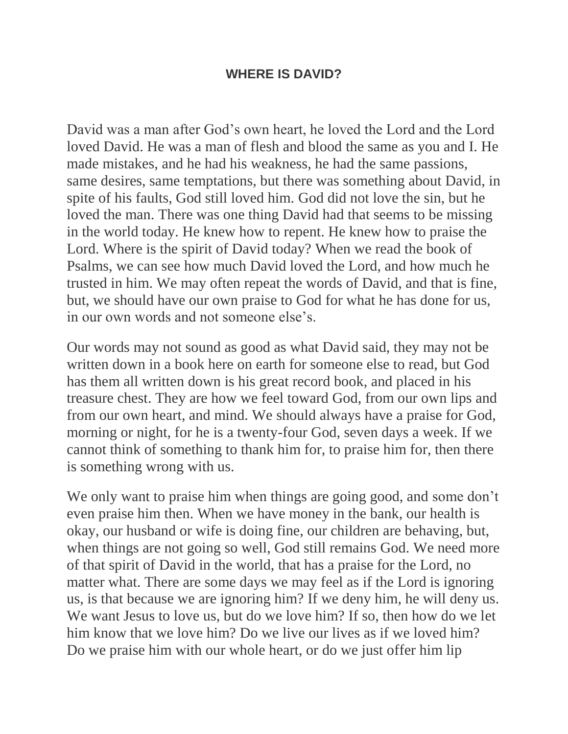# WHERE IS DAVID?

David was a man after God's own heart, he loved the Lord and the Lord loved David. He was a man of flesh and blood the same as you and I. He made mistakes, and he had his weakness, he had the same passions, same desires, same temptations, but there was something about David, in spite of his faults, God still loved him. God did not love the sin, but he loved the man. There was one thing David had that seems to be missing in the world today. He knew how to repent. He knew how to praise the Lord. Where is the spirit of David today? When we read the book of Psalms, we can see how much David loved the Lord, and how much he trusted in him. We may often repeat the words of David, and that is fine, but, we should have our own praise to God for what he has done for us, in our own words and not someone else's.

Our words may not sound as good as what David said, they may not be written down in a book here on earth for someone else to read, but God has them all written down is his great record book, and placed in his treasure chest. They are how we feel toward God, from our own lips and from our own heart, and mind. We should always have a praise for God, morning or night, for he is a twenty-four God, seven days a week. If we cannot think of something to thank him for, to praise him for, then there is something wrong with us.

We only want to praise him when things are going good, and some don't even praise him then. When we have money in the bank, our health is okay, our husband or wife is doing fine, our children are behaving, but, when things are not going so well, God still remains God. We need more of that spirit of David in the world, that has a praise for the Lord, no matter what. There are some days we may feel as if the Lord is ignoring us, is that because we are ignoring him? If we deny him, he will deny us. We want Jesus to love us, but do we love him? If so, then how do we let him know that we love him? Do we live our lives as if we loved him? Do we praise him with our whole heart, or do we just offer him lip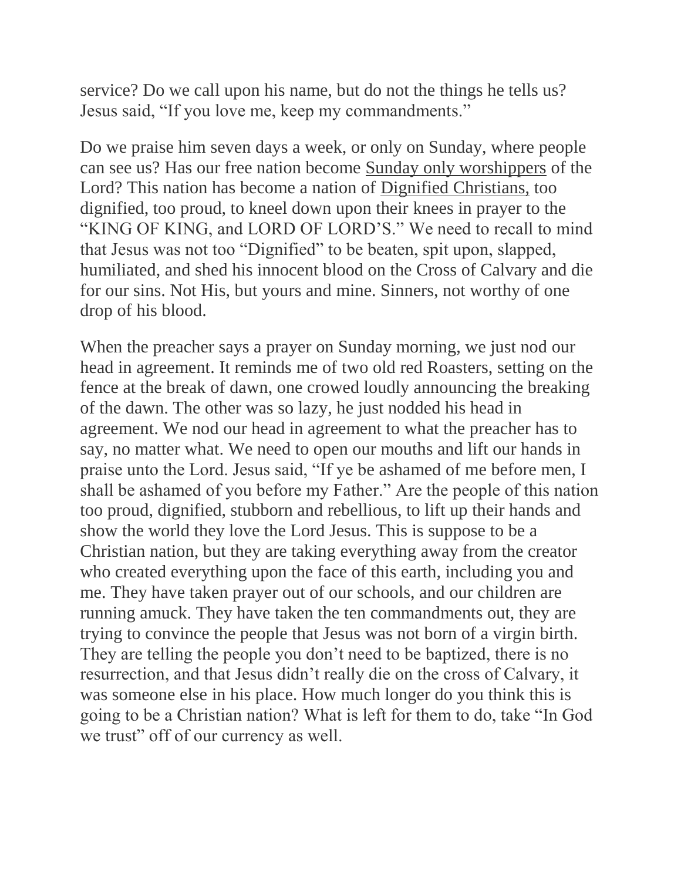service? Do we call upon his name, but do not the things he tells us? Jesus said, “If you love me, keep my commandments.”

Do we praise him seven days a week, or only on Sunday, where people can see us? Has our free nation become <u>Sunday only worshippers</u> of the Lord? This nation has become a nation of <u>Dignified Christians,</u> too dignified, too proud, to kneel down upon their knees in prayer to the “KING OF KING, and LORD OF LORD’S.” We need to recall to mind that Jesus was not too “Dignified” to be beaten, spit upon, slapped, humiliated, and shed his innocent blood on the Cross of Calvary and die for our sins. Not His, but yours and mine. Sinners, not worthy of one drop of his blood.

When the preacher says a prayer on Sunday morning, we just nod our head in agreement. It reminds me of two old red Roasters, setting on the fence at the break of dawn, one crowed loudly announcing the breaking of the dawn. The other was so lazy, he just nodded his head in agreement. We nod our head in agreement to what the preacher has to say, no matter what. We need to open our mouths and lift our hands in praise unto the Lord. Jesus said, “If ye be ashamed of me before men, I shall be ashamed of you before my Father.” Are the people of this nation too proud, dignified, stubborn and rebellious, to lift up their hands and show the world they love the Lord Jesus. This is suppose to be a Christian nation, but they are taking everything away from the creator who created everything upon the face of this earth, including you and me. They have taken prayer out of our schools, and our children are running amuck. They have taken the ten commandments out, they are trying to convince the people that Jesus was not born of a virgin birth. They are telling the people you don’t need to be baptized, there is no resurrection, and that Jesus didn’t really die on the cross of Calvary, it was someone else in his place. How much longer do you think this is going to be a Christian nation? What is left for them to do, take “In God we trust” off of our currency as well.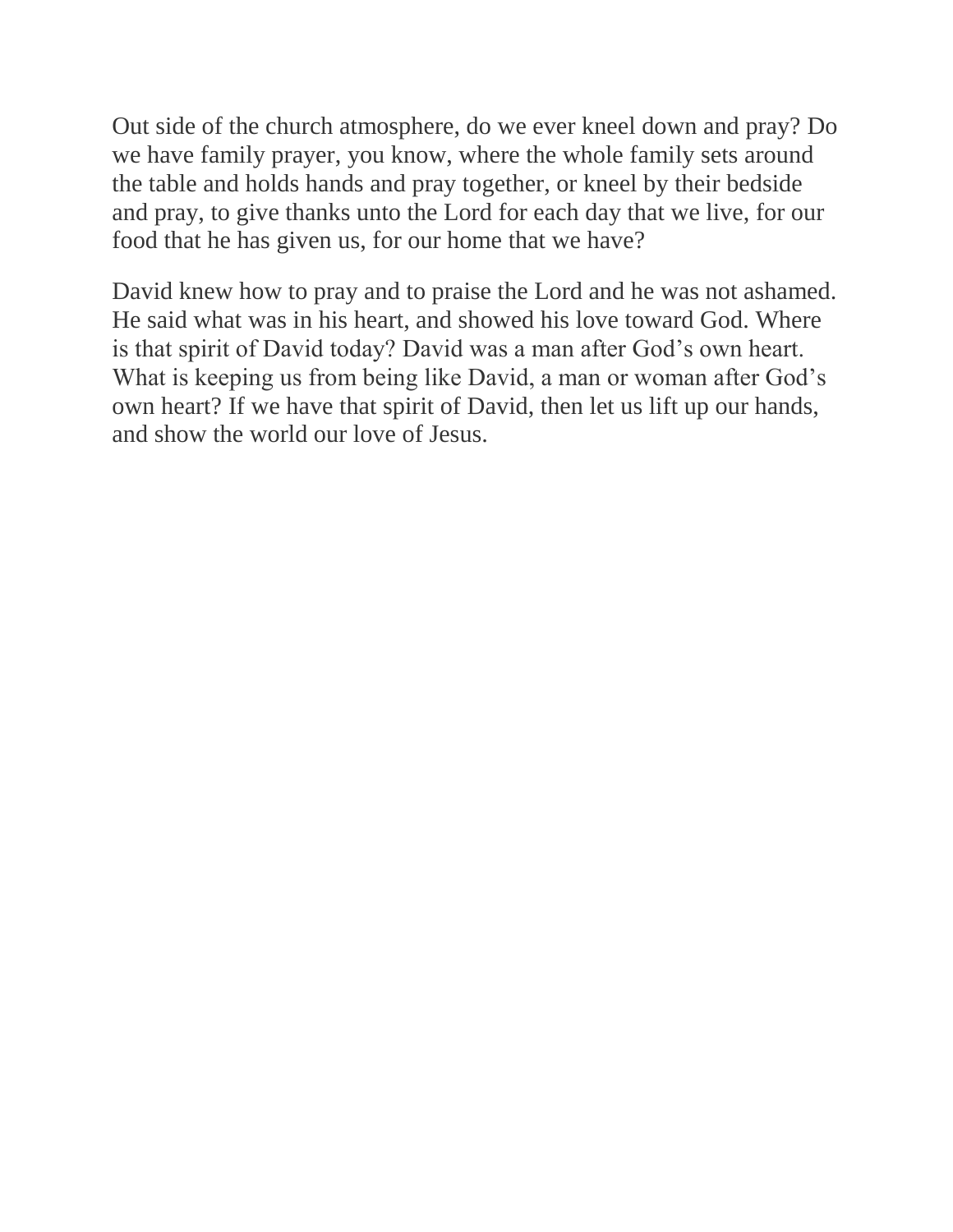Out side of the church atmosphere, do we ever kneel down and pray? Do we have family prayer, you know, where the whole family sets around the table and holds hands and pray together, or kneel by their bedside and pray, to give thanks unto the Lord for each day that we live, for our food that he has given us, for our home that we have?

David knew how to pray and to praise the Lord and he was not ashamed. He said what was in his heart, and showed his love toward God. Where is that spirit of David today? David was a man after God's own heart. What is keeping us from being like David, a man or woman after God's own heart? If we have that spirit of David, then let us lift up our hands, and show the world our love of Jesus.